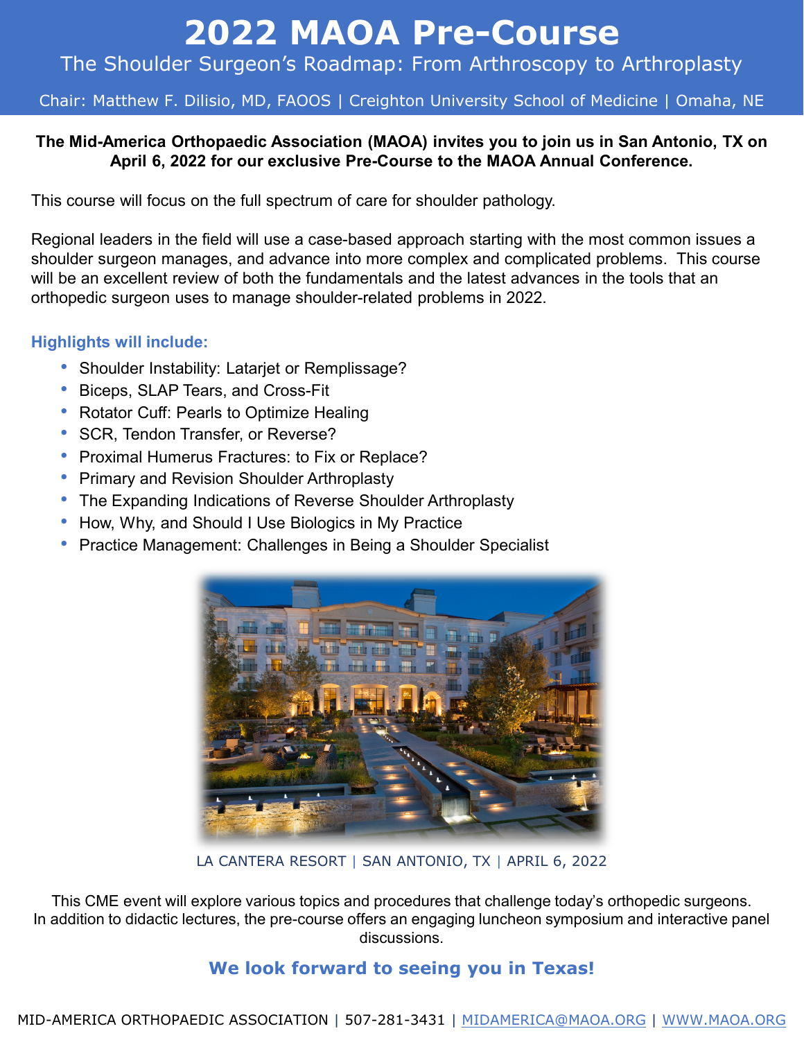# 2022 MAOA Pre-Course

## The Shoulder Surgeon's Roadmap: From Arthroscopy to Arthroplasty

Chair: Matthew F. Dilisio, MD, FAOOS | Creighton University School of Medicine | Omaha, NE

**The Mid-America Orthopaedic Association (MAOA) invites you to join us in San Antonio, TX on April 6, 2022 for our exclusive Pre-Course to the MAOA Annual Conference.**

This course will focus on the full spectrum of care for shoulder pathology.

Regional leaders in the field will use a case-based approach starting with the most common issues a shoulder surgeon manages, and advance into more complex and complicated problems. This course will be an excellent review of both the fundamentals and the latest advances in the tools that an orthopedic surgeon uses to manage shoulder-related problems in 2022.

### Highlights will include:

- Shoulder Instability: Latarjet or Remplissage?
- Biceps, SLAP Tears, and Cross-Fit
- Rotator Cuff: Pearls to Optimize Healing
- SCR, Tendon Transfer, or Reverse?
- Proximal Humerus Fractures: to Fix or Replace?
- Primary and Revision Shoulder Arthroplasty
- The Expanding Indications of Reverse Shoulder Arthroplasty
- How, Why, and Should I Use Biologics in My Practice
- Practice Management: Challenges in Being a Shoulder Specialist

LA CANTERA RESORT | SAN ANTONIO, TX | APRIL 6, 2022

This CME event will explore various topics and procedures that challenge today's orthopedic surgeons. In addition to didactic lectures, the pre-course offers an engaging luncheon symposium and interactive panel discussions.

**We look forward to seeing you in Texas!**

MID-AMERICA ORTHOPAEDIC ASSOCIATION | 507-281-3431 | MIDAMERICA@MAOA.ORG | WWW.MAOA.ORG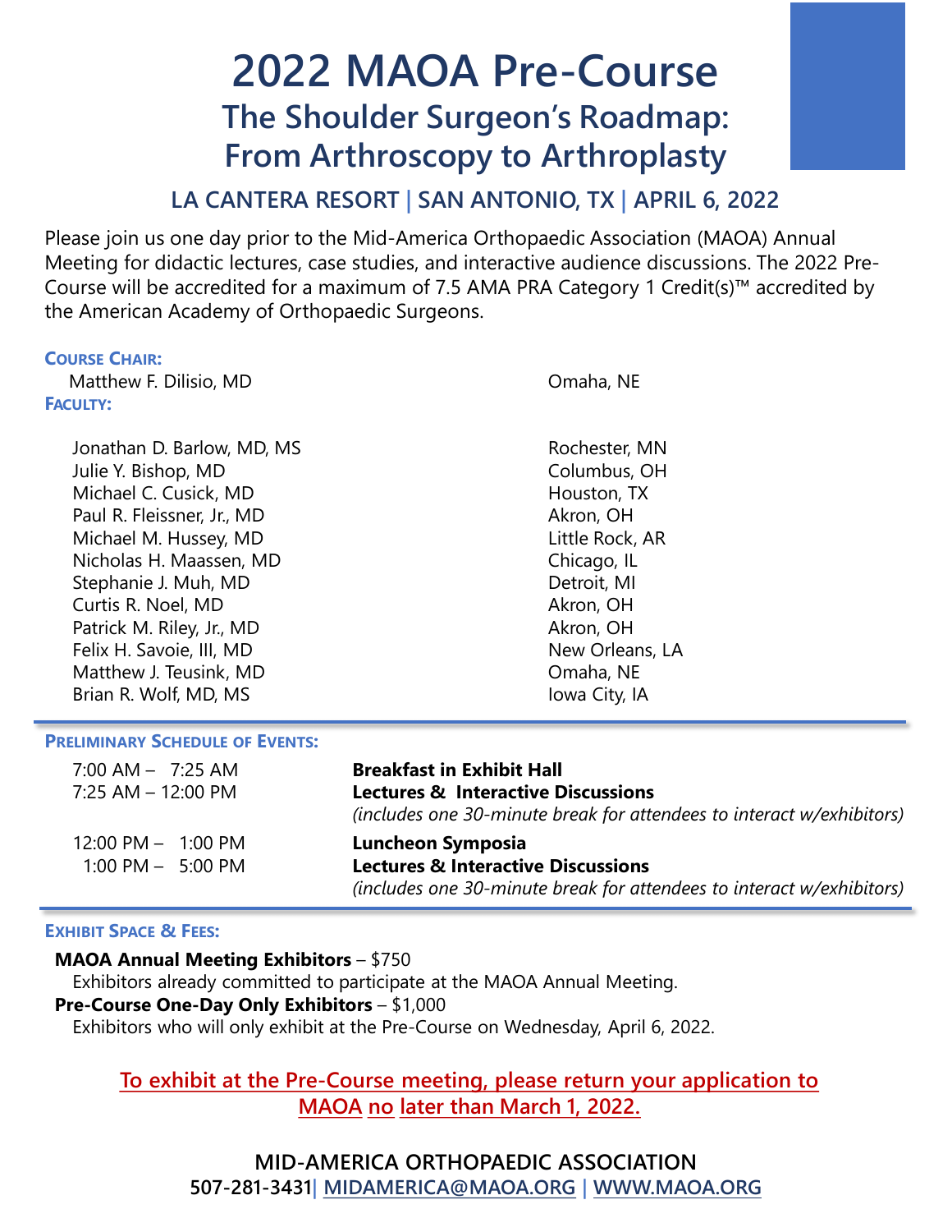# 2022 MAOA Pre-Course

## The Shoulder Surgeon's Roadmap: From Arthroscopy to Arthroplasty

### LA CANTERA RESORT | SAN ANTONIO, TX | APRIL 6, 2022

Please join us one day prior to the Mid-America Orthopaedic Association (MAOA) Annual Meeting for didactic lectures, case studies, and interactive audience discussions. The 2022 Pre-Course will be accredited for a maximum of 7.5 AMA PRA Category 1 Credit(s)™ accredited by the American Academy of Orthopaedic Surgeons.

**COURSE CHAIR:**

| | |
|---|---|
| Matthew F. Dilisio, MD | Omaha, NE |

**FACULTY:**

| | |
|---|---|
| Jonathan D. Barlow, MD, MS | Rochester, MN |
| Julie Y. Bishop, MD | Columbus, OH |
| Michael C. Cusick, MD | Houston, TX |
| Paul R. Fleissner, Jr., MD | Akron, OH |
| Michael M. Hussey, MD | Little Rock, AR |
| Nicholas H. Maassen, MD | Chicago, IL |
| Stephanie J. Muh, MD | Detroit, MI |
| Curtis R. Noel, MD | Akron, OH |
| Patrick M. Riley, Jr., MD | Akron, OH |
| Felix H. Savoie, III, MD | New Orleans, LA |
| Matthew J. Teusink, MD | Omaha, NE |
| Brian R. Wolf, MD, MS | Iowa City, IA |

**PRELIMINARY SCHEDULE OF EVENTS:**

| | |
|---|---|
| 7:00 AM – 7:25 AM | **Breakfast in Exhibit Hall** |
| 7:25 AM – 12:00 PM | **Lectures & Interactive Discussions** *(includes one 30-minute break for attendees to interact w/exhibitors)* |
| 12:00 PM – 1:00 PM | **Luncheon Symposia** |
| 1:00 PM – 5:00 PM | **Lectures & Interactive Discussions** *(includes one 30-minute break for attendees to interact w/exhibitors)* |

**EXHIBIT SPACE & FEES:**

**MAOA Annual Meeting Exhibitors** – $750
Exhibitors already committed to participate at the MAOA Annual Meeting.

**Pre-Course One-Day Only Exhibitors** – $1,000
Exhibitors who will only exhibit at the Pre-Course on Wednesday, April 6, 2022.

**To exhibit at the Pre-Course meeting, please return your application to MAOA no later than March 1, 2022.**

**MID-AMERICA ORTHOPAEDIC ASSOCIATION**
**507-281-3431| MIDAMERICA@MAOA.ORG | WWW.MAOA.ORG**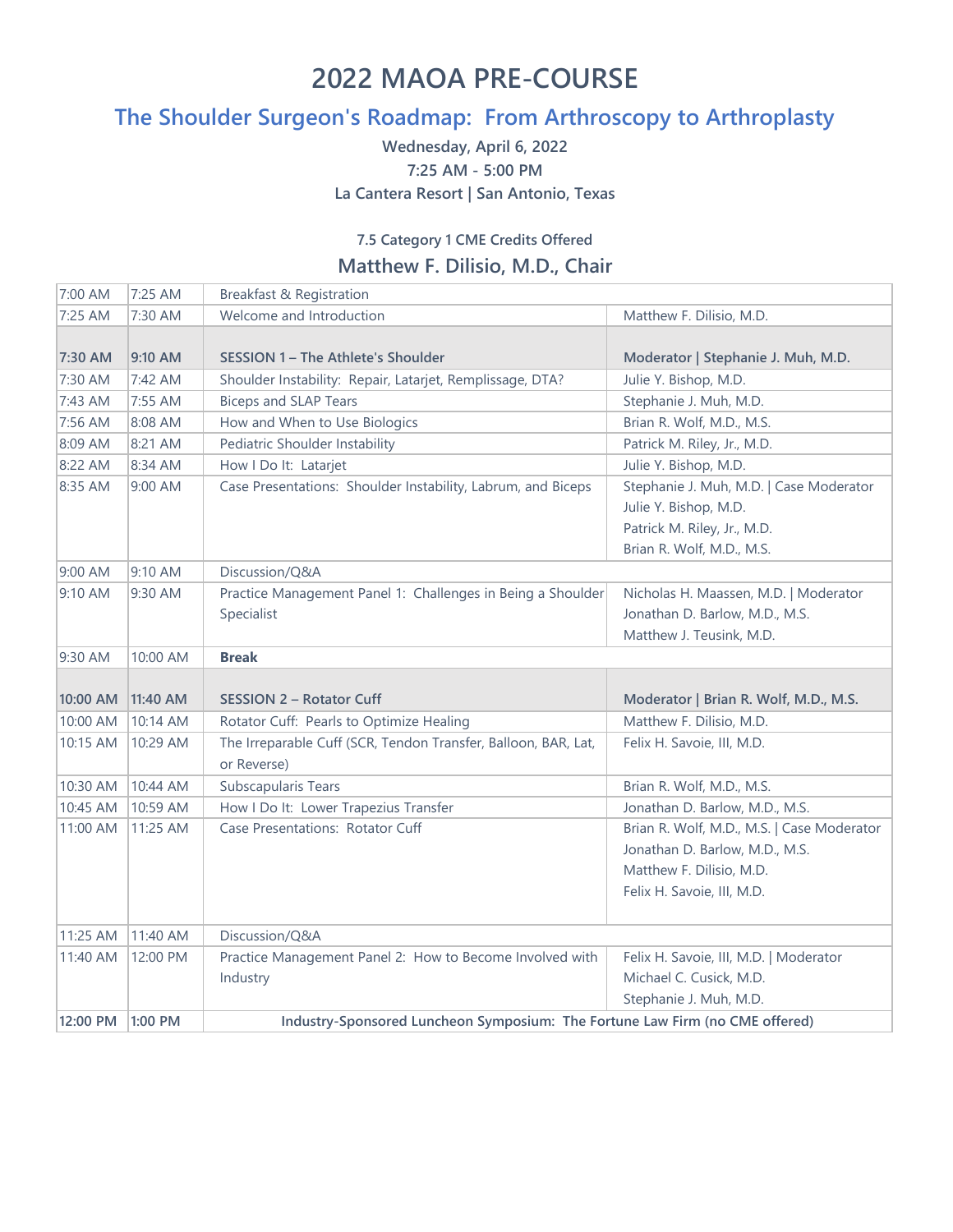# 2022 MAOA PRE-COURSE

## The Shoulder Surgeon's Roadmap: From Arthroscopy to Arthroplasty

**Wednesday, April 6, 2022**

**7:25 AM - 5:00 PM**

**La Cantera Resort | San Antonio, Texas**

**7.5 Category 1 CME Credits Offered**

### Matthew F. Dilisio, M.D., Chair

| Start | End | Topic | Faculty |
|---|---|---|---|
| 7:00 AM | 7:25 AM | Breakfast & Registration | |
| 7:25 AM | 7:30 AM | Welcome and Introduction | Matthew F. Dilisio, M.D. |
| **7:30 AM** | **9:10 AM** | **SESSION 1 – The Athlete's Shoulder** | **Moderator \| Stephanie J. Muh, M.D.** |
| 7:30 AM | 7:42 AM | Shoulder Instability: Repair, Latarjet, Remplissage, DTA? | Julie Y. Bishop, M.D. |
| 7:43 AM | 7:55 AM | Biceps and SLAP Tears | Stephanie J. Muh, M.D. |
| 7:56 AM | 8:08 AM | How and When to Use Biologics | Brian R. Wolf, M.D., M.S. |
| 8:09 AM | 8:21 AM | Pediatric Shoulder Instability | Patrick M. Riley, Jr., M.D. |
| 8:22 AM | 8:34 AM | How I Do It: Latarjet | Julie Y. Bishop, M.D. |
| 8:35 AM | 9:00 AM | Case Presentations: Shoulder Instability, Labrum, and Biceps | Stephanie J. Muh, M.D. \| Case Moderator<br>Julie Y. Bishop, M.D.<br>Patrick M. Riley, Jr., M.D.<br>Brian R. Wolf, M.D., M.S. |
| 9:00 AM | 9:10 AM | Discussion/Q&A | |
| 9:10 AM | 9:30 AM | Practice Management Panel 1: Challenges in Being a Shoulder Specialist | Nicholas H. Maassen, M.D. \| Moderator<br>Jonathan D. Barlow, M.D., M.S.<br>Matthew J. Teusink, M.D. |
| 9:30 AM | 10:00 AM | **Break** | |
| **10:00 AM** | **11:40 AM** | **SESSION 2 – Rotator Cuff** | **Moderator \| Brian R. Wolf, M.D., M.S.** |
| 10:00 AM | 10:14 AM | Rotator Cuff: Pearls to Optimize Healing | Matthew F. Dilisio, M.D. |
| 10:15 AM | 10:29 AM | The Irreparable Cuff (SCR, Tendon Transfer, Balloon, BAR, Lat, or Reverse) | Felix H. Savoie, III, M.D. |
| 10:30 AM | 10:44 AM | Subscapularis Tears | Brian R. Wolf, M.D., M.S. |
| 10:45 AM | 10:59 AM | How I Do It: Lower Trapezius Transfer | Jonathan D. Barlow, M.D., M.S. |
| 11:00 AM | 11:25 AM | Case Presentations: Rotator Cuff | Brian R. Wolf, M.D., M.S. \| Case Moderator<br>Jonathan D. Barlow, M.D., M.S.<br>Matthew F. Dilisio, M.D.<br>Felix H. Savoie, III, M.D. |
| 11:25 AM | 11:40 AM | Discussion/Q&A | |
| 11:40 AM | 12:00 PM | Practice Management Panel 2: How to Become Involved with Industry | Felix H. Savoie, III, M.D. \| Moderator<br>Michael C. Cusick, M.D.<br>Stephanie J. Muh, M.D. |
| **12:00 PM** | **1:00 PM** | **Industry-Sponsored Luncheon Symposium: The Fortune Law Firm (no CME offered)** | |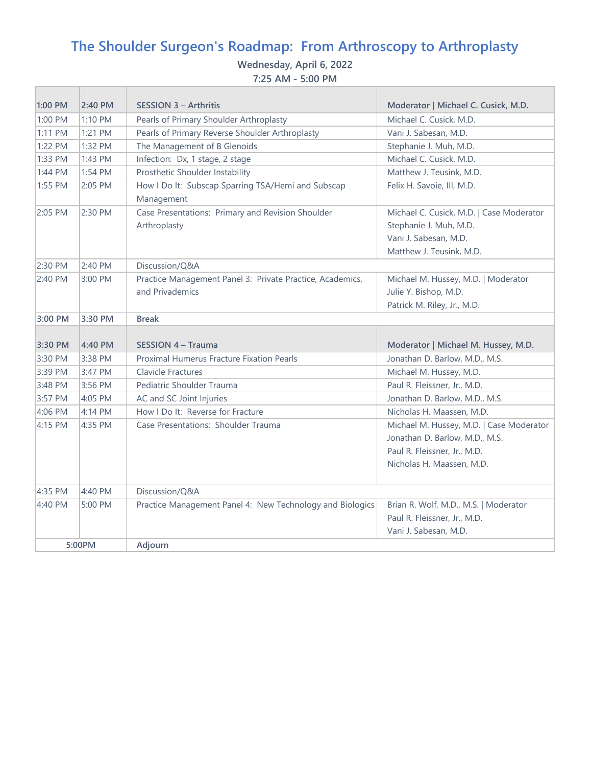# The Shoulder Surgeon's Roadmap: From Arthroscopy to Arthroplasty

**Wednesday, April 6, 2022**

**7:25 AM - 5:00 PM**

| | | | |
|---|---|---|---|
| **1:00 PM** | **2:40 PM** | **SESSION 3 – Arthritis** | **Moderator \| Michael C. Cusick, M.D.** |
| 1:00 PM | 1:10 PM | Pearls of Primary Shoulder Arthroplasty | Michael C. Cusick, M.D. |
| 1:11 PM | 1:21 PM | Pearls of Primary Reverse Shoulder Arthroplasty | Vani J. Sabesan, M.D. |
| 1:22 PM | 1:32 PM | The Management of B Glenoids | Stephanie J. Muh, M.D. |
| 1:33 PM | 1:43 PM | Infection: Dx, 1 stage, 2 stage | Michael C. Cusick, M.D. |
| 1:44 PM | 1:54 PM | Prosthetic Shoulder Instability | Matthew J. Teusink, M.D. |
| 1:55 PM | 2:05 PM | How I Do It: Subscap Sparring TSA/Hemi and Subscap Management | Felix H. Savoie, III, M.D. |
| 2:05 PM | 2:30 PM | Case Presentations: Primary and Revision Shoulder Arthroplasty | Michael C. Cusick, M.D. \| Case Moderator<br>Stephanie J. Muh, M.D.<br>Vani J. Sabesan, M.D.<br>Matthew J. Teusink, M.D. |
| 2:30 PM | 2:40 PM | Discussion/Q&A | |
| 2:40 PM | 3:00 PM | Practice Management Panel 3: Private Practice, Academics, and Privademics | Michael M. Hussey, M.D. \| Moderator<br>Julie Y. Bishop, M.D.<br>Patrick M. Riley, Jr., M.D. |
| **3:00 PM** | **3:30 PM** | **Break** | |
| **3:30 PM** | **4:40 PM** | **SESSION 4 – Trauma** | **Moderator \| Michael M. Hussey, M.D.** |
| 3:30 PM | 3:38 PM | Proximal Humerus Fracture Fixation Pearls | Jonathan D. Barlow, M.D., M.S. |
| 3:39 PM | 3:47 PM | Clavicle Fractures | Michael M. Hussey, M.D. |
| 3:48 PM | 3:56 PM | Pediatric Shoulder Trauma | Paul R. Fleissner, Jr., M.D. |
| 3:57 PM | 4:05 PM | AC and SC Joint Injuries | Jonathan D. Barlow, M.D., M.S. |
| 4:06 PM | 4:14 PM | How I Do It: Reverse for Fracture | Nicholas H. Maassen, M.D. |
| 4:15 PM | 4:35 PM | Case Presentations: Shoulder Trauma | Michael M. Hussey, M.D. \| Case Moderator<br>Jonathan D. Barlow, M.D., M.S.<br>Paul R. Fleissner, Jr., M.D.<br>Nicholas H. Maassen, M.D. |
| 4:35 PM | 4:40 PM | Discussion/Q&A | |
| 4:40 PM | 5:00 PM | Practice Management Panel 4: New Technology and Biologics | Brian R. Wolf, M.D., M.S. \| Moderator<br>Paul R. Fleissner, Jr., M.D.<br>Vani J. Sabesan, M.D. |
| **5:00PM** | | **Adjourn** | |